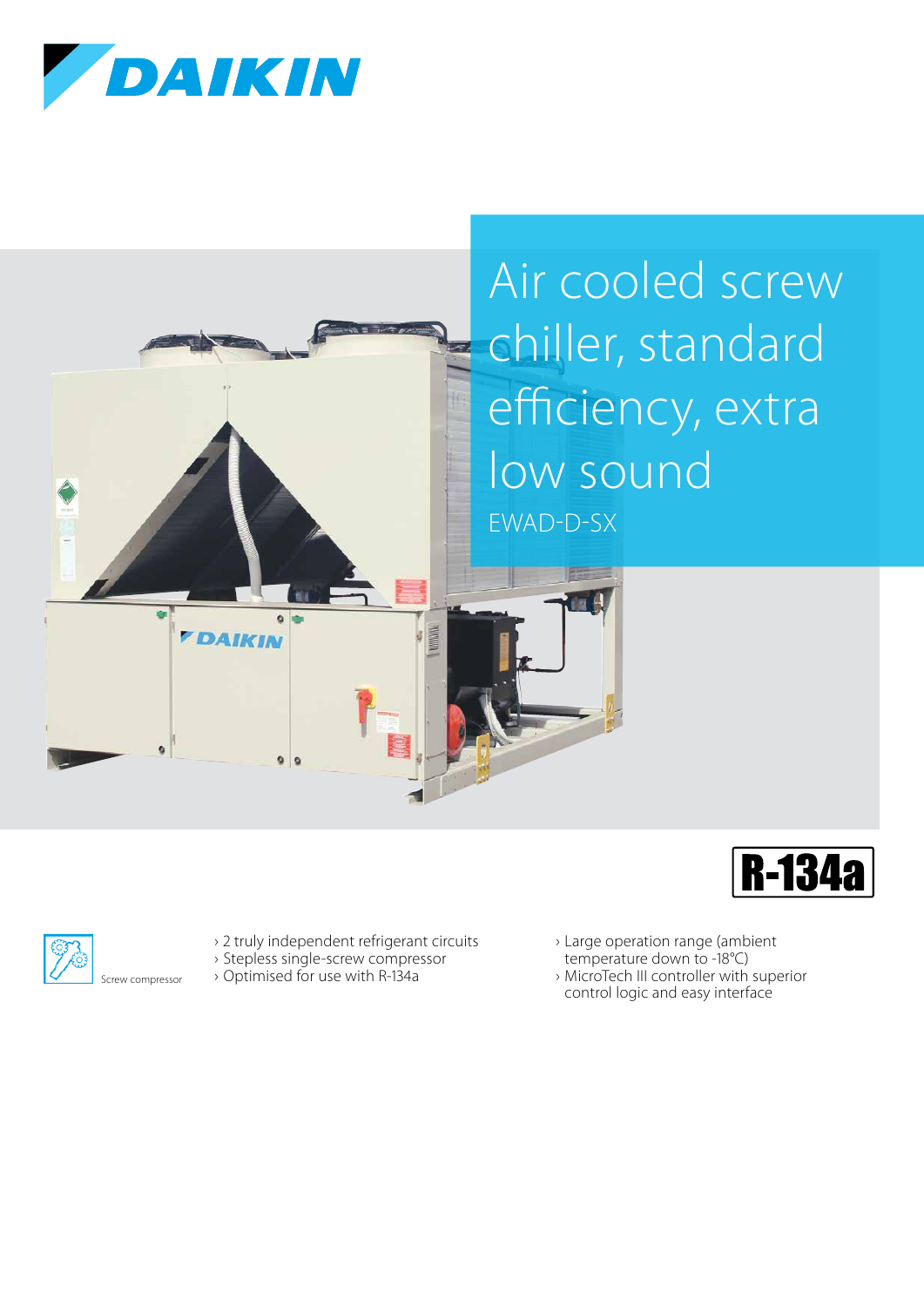# Air cooled screw chiller, standard efficiency, extra low sound

EWAD-D-SX

R-134a

Screw compressor

- 2 truly independent refrigerant circuits
- Stepless single-screw compressor
- Optimised for use with R-134a
- Large operation range (ambient temperature down to -18°C)
- MicroTech III controller with superior control logic and easy interface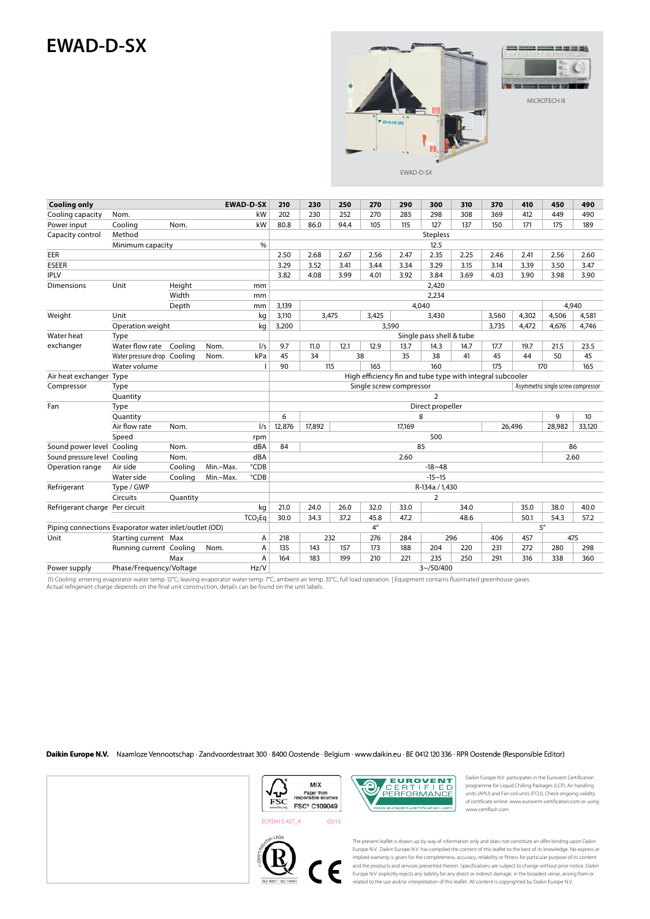# EWAD-D-SX

MICROTECH III

EWAD-D-SX

| Cooling only | | | | EWAD-D-SX | 210 | 230 | 250 | 270 | 290 | 300 | 310 | 370 | 410 | 450 | 490 |
|---|---|---|---|---|---|---|---|---|---|---|---|---|---|---|---|
| Cooling capacity | Nom. | | | kW | 202 | 230 | 252 | 270 | 285 | 298 | 308 | 369 | 412 | 449 | 490 |
| Power input | Cooling | Nom. | | kW | 80.8 | 86.0 | 94.4 | 105 | 115 | 127 | 137 | 150 | 171 | 175 | 189 |
| Capacity control | Method | | | | Stepless | | | | | | | | | | |
| | Minimum capacity | | | % | 12.5 | | | | | | | | | | |
| EER | | | | | 2.50 | 2.68 | 2.67 | 2.56 | 2.47 | 2.35 | 2.25 | 2.46 | 2.41 | 2.56 | 2.60 |
| ESEER | | | | | 3.29 | 3.52 | 3.41 | 3.44 | 3.34 | 3.29 | 3.15 | 3.14 | 3.39 | 3.50 | 3.47 |
| IPLV | | | | | 3.82 | 4.08 | 3.99 | 4.01 | 3.92 | 3.84 | 3.69 | 4.03 | 3.90 | 3.98 | 3.90 |
| Dimensions | Unit | Height | | mm | 2,420 | | | | | | | | | | |
| | | Width | | mm | 2,234 | | | | | | | | | | |
| | | Depth | | mm | 3,139 | 4,040 | | | | | | | | 4,940 | |
| Weight | Unit | | | kg | 3,110 | 3,475 | | 3,425 | 3,430 | | | 3,560 | 4,302 | 4,506 | 4,581 |
| | Operation weight | | | kg | 3,200 | 3,590 | | | | | | 3,735 | 4,472 | 4,676 | 4,746 |
| Water heat exchanger | Type | | | | Single pass shell & tube | | | | | | | | | | |
| | Water flow rate | Cooling | Nom. | l/s | 9.7 | 11.0 | 12.1 | 12.9 | 13.7 | 14.3 | 14.7 | 17.7 | 19.7 | 21.5 | 23.5 |
| | Water pressure drop | Cooling | Nom. | kPa | 45 | 34 | 38 | | 35 | 38 | 41 | 45 | 44 | 50 | 45 |
| | Water volume | | | l | 90 | 115 | | 165 | 160 | | | 175 | 170 | | 165 |
| Air heat exchanger | Type | | | | High efficiency fin and tube type with integral subcooler | | | | | | | | | | |
| Compressor | Type | | | | Single screw compressor | | | | | | | | Asymmetric single screw compressor | | |
| | Quantity | | | | 2 | | | | | | | | | | |
| Fan | Type | | | | Direct propeller | | | | | | | | | | |
| | Quantity | | | | 6 | 8 | | | | | | | | 9 | 10 |
| | Air flow rate | Nom. | | l/s | 12,876 | 17,892 | 17,169 | | | | | 26,496 | | 28,982 | 33,120 |
| | Speed | | | rpm | 500 | | | | | | | | | | |
| Sound power level | Cooling | Nom. | | dBA | 84 | 85 | | | | | | | | 86 | |
| Sound pressure level | Cooling | Nom. | | dBA | 2.60 | | | | | | | | | 2.60 | |
| Operation range | Air side | Cooling | Min.~Max. | °CDB | -18~48 | | | | | | | | | | |
| | Water side | Cooling | Min.~Max. | °CDB | -15~15 | | | | | | | | | | |
| Refrigerant | Type / GWP | | | | R-134a / 1,430 | | | | | | | | | | |
| | Circuits | Quantity | | | 2 | | | | | | | | | | |
| Refrigerant charge | Per circuit | | | kg | 21.0 | 24.0 | 26.0 | 32.0 | 33.0 | 34.0 | | | 35.0 | 38.0 | 40.0 |
| | | | | $TCO_2Eq$ | 30.0 | 34.3 | 37.2 | 45.8 | 47.2 | 48.6 | | | 50.1 | 54.3 | 57.2 |
| Piping connections | Evaporator water inlet/outlet (OD) | | | | 4" | | | | | | | 5" | | | |
| Unit | Starting current | Max | | A | 218 | 232 | | 276 | 284 | 296 | | 406 | 457 | 475 | |
| | Running current | Cooling | Nom. | A | 135 | 143 | 157 | 173 | 188 | 204 | 220 | 231 | 272 | 280 | 298 |
| | | Max | | A | 164 | 183 | 199 | 210 | 221 | 235 | 250 | 291 | 316 | 338 | 360 |
| Power supply | Phase/Frequency/Voltage | | | Hz/V | 3~/50/400 | | | | | | | | | | |

(1) Cooling: entering evaporator water temp. 12°C; leaving evaporator water temp. 7°C; ambient air temp. 35°C; full load operation. | Equipment contains fluorinated greenhouse gases.
Actual refrigerant charge depends on the final unit construction, details can be found on the unit labels.

**Daikin Europe N.V.** Naamloze Vennootschap · Zandvoordestraat 300 · 8400 Oostende · Belgium · www.daikin.eu · BE 0412 120 336 · RPR Oostende (Responsible Editor)

FSC MIX Paper from responsible sources FSC® C109049

EUROVENT CERTIFIED PERFORMANCE www.eurovent-certification.com

Daikin Europe N.V. participates in the Eurovent Certification programme for Liquid Chilling Packages (LCP), Air handling units (AHU) and Fan coil units (FCU). Check ongoing validity of certificate online: www.eurovent-certification.com or using: www.certiflash.com

ECPEN15-427_4 03/15

LLOYD'S REGISTER LRQA ISO 9001 · ISO 14001

CE

The present leaflet is drawn up by way of information only and does not constitute an offer binding upon Daikin Europe N.V.. Daikin Europe N.V. has compiled the content of this leaflet to the best of its knowledge. No express or implied warranty is given for the completeness, accuracy, reliability or fitness for particular purpose of its content and the products and services presented therein. Specifications are subject to change without prior notice. Daikin Europe N.V. explicitly rejects any liability for any direct or indirect damage, in the broadest sense, arising from or related to the use and/or interpretation of this leaflet. All content is copyrighted by Daikin Europe N.V.